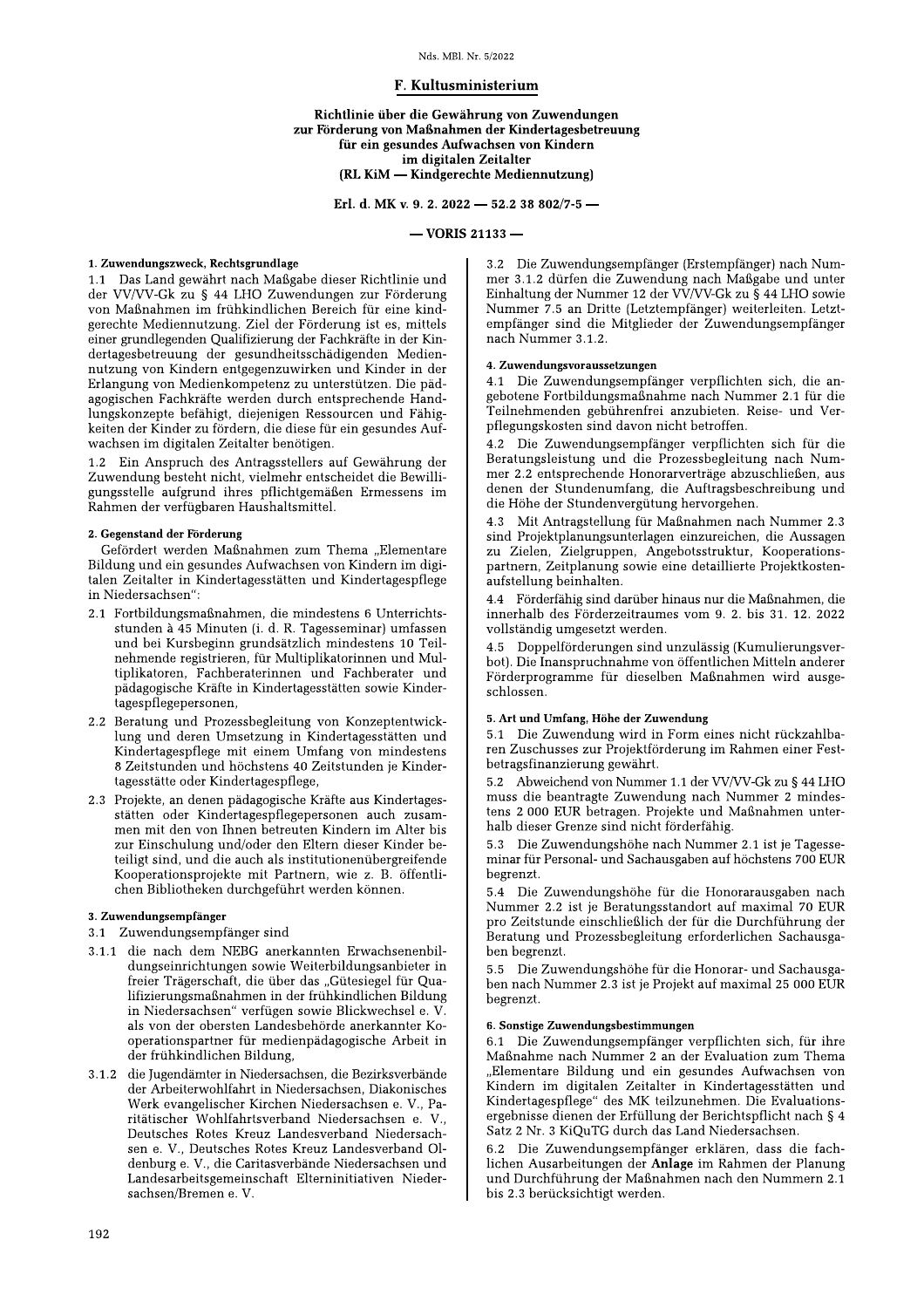## F. Kultusministerium

### Richtlinie über die Gewährung von Zuwendungen zur Förderung von Maßnahmen der Kindertagesbetreuung für ein gesundes Aufwachsen von Kindern im digitalen Zeitalter (RL KiM — Kindgerechte Mediennutzung)

**Erl. d. MK v. 9. 2. 2022 — 52.2 38 802/7-5 —**

**— VORIS 21133 —**

**1. Zuwendungszweck, Rechtsgrundlage**

1.1 Das Land gewährt nach Maßgabe dieser Richtlinie und der VV/VV-Gk zu § 44 LHO Zuwendungen zur Förderung von Maßnahmen im frühkindlichen Bereich für eine kindgerechte Mediennutzung. Ziel der Förderung ist es, mittels einer grundlegenden Qualifizierung der Fachkräfte in der Kindertagesbetreuung der gesundheitsschädigenden Mediennutzung von Kindern entgegenzuwirken und Kinder in der Erlangung von Medienkompetenz zu unterstützen. Die pädagogischen Fachkräfte werden durch entsprechende Handlungskonzepte befähigt, diejenigen Ressourcen und Fähigkeiten der Kinder zu fördern, die diese für ein gesundes Aufwachsen im digitalen Zeitalter benötigen.

1.2 Ein Anspruch des Antragstellers auf Gewährung der Zuwendung besteht nicht, vielmehr entscheidet die Bewilligungsstelle aufgrund ihres pflichtgemäßen Ermessens im Rahmen der verfügbaren Haushaltsmittel.

**2. Gegenstand der Förderung**

Gefördert werden Maßnahmen zum Thema „Elementare Bildung und ein gesundes Aufwachsen von Kindern im digitalen Zeitalter in Kindertagesstätten und Kindertagespflege in Niedersachsen":

2.1 Fortbildungsmaßnahmen, die mindestens 6 Unterrichtsstunden à 45 Minuten (i. d. R. Tagesseminar) umfassen und bei Kursbeginn grundsätzlich mindestens 10 Teilnehmende registrieren, für Multiplikatorinnen und Multiplikatoren, Fachberaterinnen und Fachberater und pädagogische Kräfte in Kindertagesstätten sowie Kindertagespflegepersonen,

2.2 Beratung und Prozessbegleitung von Konzeptentwicklung und deren Umsetzung in Kindertagesstätten und Kindertagespflege mit einem Umfang von mindestens 8 Zeitstunden und höchstens 40 Zeitstunden je Kindertagesstätte oder Kindertagespflege,

2.3 Projekte, an denen pädagogische Kräfte aus Kindertagesstätten oder Kindertagespflegepersonen auch zusammen mit den von Ihnen betreuten Kindern im Alter bis zur Einschulung und/oder den Eltern dieser Kinder beteiligt sind, und die auch als institutionenübergreifende Kooperationsprojekte mit Partnern, wie z. B. öffentlichen Bibliotheken durchgeführt werden können.

**3. Zuwendungsempfänger**

3.1 Zuwendungsempfänger sind

3.1.1 die nach dem NEBG anerkannten Erwachsenenbildungseinrichtungen sowie Weiterbildungsanbieter in freier Trägerschaft, die über das „Gütesiegel für Qualifizierungsmaßnahmen in der frühkindlichen Bildung in Niedersachsen" verfügen sowie Blickwechsel e. V. als von der obersten Landesbehörde anerkannter Kooperationspartner für medienpädagogische Arbeit in der frühkindlichen Bildung,

3.1.2 die Jugendämter in Niedersachsen, die Bezirksverbände der Arbeiterwohlfahrt in Niedersachsen, Diakonisches Werk evangelischer Kirchen Niedersachsen e. V., Paritätischer Wohlfahrtsverband Niedersachsen e. V., Deutsches Rotes Kreuz Landesverband Niedersachsen e. V., Deutsches Rotes Kreuz Landesverband Oldenburg e. V., die Caritasverbände Niedersachsen und Landesarbeitsgemeinschaft Elterninitiativen Niedersachsen/Bremen e. V.

3.2 Die Zuwendungsempfänger (Erstempfänger) nach Nummer 3.1.2 dürfen die Zuwendung nach Maßgabe und unter Einhaltung der Nummer 12 der VV/VV-Gk zu § 44 LHO sowie Nummer 7.5 an Dritte (Letztempfänger) weiterleiten. Letztempfänger sind die Mitglieder der Zuwendungsempfänger nach Nummer 3.1.2.

**4. Zuwendungsvoraussetzungen**

4.1 Die Zuwendungsempfänger verpflichten sich, die angebotene Fortbildungsmaßnahme nach Nummer 2.1 für die Teilnehmenden gebührenfrei anzubieten. Reise- und Verpflegungskosten sind davon nicht betroffen.

4.2 Die Zuwendungsempfänger verpflichten sich für die Beratungsleistung und die Prozessbegleitung nach Nummer 2.2 entsprechende Honorarverträge abzuschließen, aus denen der Stundenumfang, die Auftragsbeschreibung und die Höhe der Stundenvergütung hervorgehen.

4.3 Mit Antragstellung für Maßnahmen nach Nummer 2.3 sind Projektplanungsunterlagen einzureichen, die Aussagen zu Zielen, Zielgruppen, Angebotsstruktur, Kooperationspartnern, Zeitplanung sowie eine detaillierte Projektkostenaufstellung beinhalten.

4.4 Förderfähig sind darüber hinaus nur die Maßnahmen, die innerhalb des Förderzeitraumes vom 9. 2. bis 31. 12. 2022 vollständig umgesetzt werden.

4.5 Doppelförderungen sind unzulässig (Kumulierungsverbot). Die Inanspruchnahme von öffentlichen Mitteln anderer Förderprogramme für dieselben Maßnahmen wird ausgeschlossen.

**5. Art und Umfang, Höhe der Zuwendung**

5.1 Die Zuwendung wird in Form eines nicht rückzahlbaren Zuschusses zur Projektförderung im Rahmen einer Festbetragsfinanzierung gewährt.

5.2 Abweichend von Nummer 1.1 der VV/VV-Gk zu § 44 LHO muss die beantragte Zuwendung nach Nummer 2 mindestens 2 000 EUR betragen. Projekte und Maßnahmen unterhalb dieser Grenze sind nicht förderfähig.

5.3 Die Zuwendungshöhe nach Nummer 2.1 ist je Tagesseminar für Personal- und Sachausgaben auf höchstens 700 EUR begrenzt.

5.4 Die Zuwendungshöhe für die Honorarausgaben nach Nummer 2.2 ist je Beratungsstandort auf maximal 70 EUR pro Zeitstunde einschließlich der für die Durchführung der Beratung und Prozessbegleitung erforderlichen Sachausgaben begrenzt.

5.5 Die Zuwendungshöhe für die Honorar- und Sachausgaben nach Nummer 2.3 ist je Projekt auf maximal 25 000 EUR begrenzt.

**6. Sonstige Zuwendungsbestimmungen**

6.1 Die Zuwendungsempfänger verpflichten sich, für ihre Maßnahme nach Nummer 2 an der Evaluation zum Thema „Elementare Bildung und ein gesundes Aufwachsen von Kindern im digitalen Zeitalter in Kindertagesstätten und Kindertagespflege" des MK teilzunehmen. Die Evaluationsergebnisse dienen der Erfüllung der Berichtspflicht nach § 4 Satz 2 Nr. 3 KiQuTG durch das Land Niedersachsen.

6.2 Die Zuwendungsempfänger erklären, dass die fachlichen Ausarbeitungen der **Anlage** im Rahmen der Planung und Durchführung der Maßnahmen nach den Nummern 2.1 bis 2.3 berücksichtigt werden.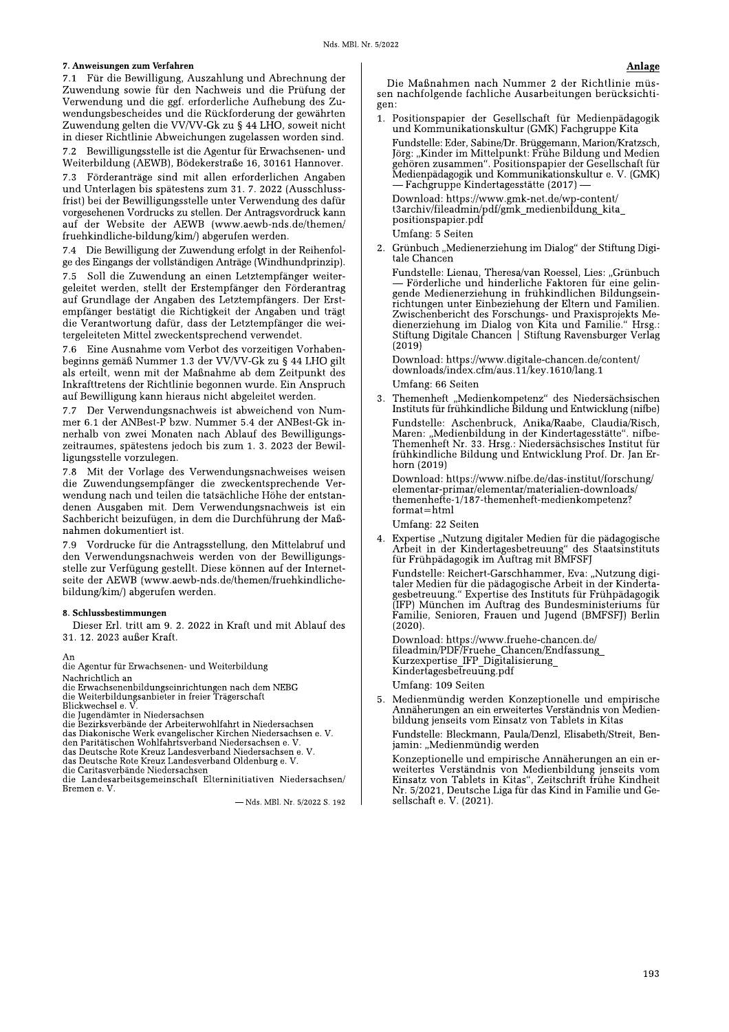### 7. Anweisungen zum Verfahren

7.1 Für die Bewilligung, Auszahlung und Abrechnung der Zuwendung sowie für den Nachweis und die Prüfung der Verwendung und die ggf. erforderliche Aufhebung des Zuwendungsbescheides und die Rückforderung der gewährten Zuwendung gelten die VV/VV-Gk zu § 44 LHO, soweit nicht in dieser Richtlinie Abweichungen zugelassen worden sind.

7.2 Bewilligungsstelle ist die Agentur für Erwachsenen- und Weiterbildung (AEWB), Bödekerstraße 16, 30161 Hannover.

7.3 Förderanträge sind mit allen erforderlichen Angaben und Unterlagen bis spätestens zum 31. 7. 2022 (Ausschlussfrist) bei der Bewilligungsstelle unter Verwendung des dafür vorgesehenen Vordrucks zu stellen. Der Antragsvordruck kann auf der Website der AEWB (www.aewb-nds.de/themen/fruehkindliche-bildung/kim/) abgerufen werden.

7.4 Die Bewilligung der Zuwendung erfolgt in der Reihenfolge des Eingangs der vollständigen Anträge (Windhundprinzip).

7.5 Soll die Zuwendung an einen Letztempfänger weitergeleitet werden, stellt der Erstempfänger den Förderantrag auf Grundlage der Angaben des Letztempfängers. Der Erstempfänger bestätigt die Richtigkeit der Angaben und trägt die Verantwortung dafür, dass der Letztempfänger die weitergeleiteten Mittel zweckentsprechend verwendet.

7.6 Eine Ausnahme vom Verbot des vorzeitigen Vorhabenbeginns gemäß Nummer 1.3 der VV/VV-Gk zu § 44 LHO gilt als erteilt, wenn mit der Maßnahme ab dem Zeitpunkt des Inkrafttretens der Richtlinie begonnen wurde. Ein Anspruch auf Bewilligung kann hieraus nicht abgeleitet werden.

7.7 Der Verwendungsnachweis ist abweichend von Nummer 6.1 der ANBest-P bzw. Nummer 5.4 der ANBest-Gk innerhalb von zwei Monaten nach Ablauf des Bewilligungszeitraumes, spätestens jedoch bis zum 1. 3. 2023 der Bewilligungsstelle vorzulegen.

7.8 Mit der Vorlage des Verwendungsnachweises weisen die Zuwendungsempfänger die zweckentsprechende Verwendung nach und teilen die tatsächliche Höhe der entstandenen Ausgaben mit. Dem Verwendungsnachweis ist ein Sachbericht beizufügen, in dem die Durchführung der Maßnahmen dokumentiert ist.

7.9 Vordrucke für die Antragsstellung, den Mittelabruf und den Verwendungsnachweis werden von der Bewilligungsstelle zur Verfügung gestellt. Diese können auf der Internetseite der AEWB (www.aewb-nds.de/themen/fruehkindliche-bildung/kim/) abgerufen werden.

### 8. Schlussbestimmungen

Dieser Erl. tritt am 9. 2. 2022 in Kraft und mit Ablauf des 31. 12. 2023 außer Kraft.

An
die Agentur für Erwachsenen- und Weiterbildung

Nachrichtlich an
die Erwachsenenbildungseinrichtungen nach dem NEBG
die Weiterbildungsanbieter in freier Trägerschaft
Blickwechsel e. V.
die Jugendämter in Niedersachsen
die Bezirksverbände der Arbeiterwohlfahrt in Niedersachsen
das Diakonische Werk evangelischer Kirchen Niedersachsen e. V.
den Paritätischen Wohlfahrtsverband Niedersachsen e. V.
das Deutsche Rote Kreuz Landesverband Niedersachsen e. V.
das Deutsche Rote Kreuz Landesverband Oldenburg e. V.
die Caritasverbände Niedersachsen
die Landesarbeitsgemeinschaft Elterninitiativen Niedersachsen/Bremen e. V.

— Nds. MBl. Nr. 5/2022 S. 192

## Anlage

Die Maßnahmen nach Nummer 2 der Richtlinie müssen nachfolgende fachliche Ausarbeitungen berücksichtigen:

1. Positionspapier der Gesellschaft für Medienpädagogik und Kommunikationskultur (GMK) Fachgruppe Kita

   Fundstelle: Eder, Sabine/Dr. Brüggemann, Marion/Kratzsch, Jörg: „Kinder im Mittelpunkt: Frühe Bildung und Medien gehören zusammen". Positionspapier der Gesellschaft für Medienpädagogik und Kommunikationskultur e. V. (GMK) — Fachgruppe Kindertagesstätte (2017) —

   Download: https://www.gmk-net.de/wp-content/t3archiv/fileadmin/pdf/gmk_medienbildung_kita_positionspapier.pdf

   Umfang: 5 Seiten

2. Grünbuch „Medienerziehung im Dialog" der Stiftung Digitale Chancen

   Fundstelle: Lienau, Theresa/van Roessel, Lies: „Grünbuch — Förderliche und hinderliche Faktoren für eine gelingende Medienerziehung in frühkindlichen Bildungseinrichtungen unter Einbeziehung der Eltern und Familien. Zwischenbericht des Forschungs- und Praxisprojekts Medienerziehung im Dialog von Kita und Familie." Hrsg.: Stiftung Digitale Chancen | Stiftung Ravensburger Verlag (2019)

   Download: https://www.digitale-chancen.de/content/downloads/index.cfm/aus.11/key.1610/lang.1

   Umfang: 66 Seiten

3. Themenheft „Medienkompetenz" des Niedersächsischen Instituts für frühkindliche Bildung und Entwicklung (nifbe)

   Fundstelle: Aschenbruck, Anika/Raabe, Claudia/Risch, Maren: „Medienbildung in der Kindertagesstätte". nifbe-Themenheft Nr. 33. Hrsg.: Niedersächsisches Institut für frühkindliche Bildung und Entwicklung Prof. Dr. Jan Erhorn (2019)

   Download: https://www.nifbe.de/das-institut/forschung/elementar-primar/elementar-primar/materialien-downloads/themenhefte-1/187-themenheft-medienkompetenz?format=html

   Umfang: 22 Seiten

4. Expertise „Nutzung digitaler Medien für die pädagogische Arbeit in der Kindertagesbetreuung" des Staatsinstituts für Frühpädagogik im Auftrag mit BMFSFJ

   Fundstelle: Reichert-Garschhammer, Eva: „Nutzung digitaler Medien für die pädagogische Arbeit in der Kindertagesbetreuung." Expertise des Instituts für Frühpädagogik (IFP) München im Auftrag des Bundesministeriums für Familie, Senioren, Frauen und Jugend (BMFSFJ) Berlin (2020).

   Download: https://www.fruehe-chancen.de/fileadmin/PDF/Fruehe_Chancen/Endfassung_Kurzexpertise_IFP_Digitalisierung_Kindertagesbetreuung.pdf

   Umfang: 109 Seiten

5. Medienmündig werden Konzeptionelle und empirische Annäherungen an ein erweitertes Verständnis von Medienbildung jenseits vom Einsatz von Tablets in Kitas

   Fundstelle: Bleckmann, Paula/Denzl, Elisabeth/Streit, Benjamin: „Medienmündig werden

   Konzeptionelle und empirische Annäherungen an ein erweitertes Verständnis von Medienbildung jenseits vom Einsatz von Tablets in Kitas", Zeitschrift frühe Kindheit Nr. 5/2021, Deutsche Liga für das Kind in Familie und Gesellschaft e. V. (2021).